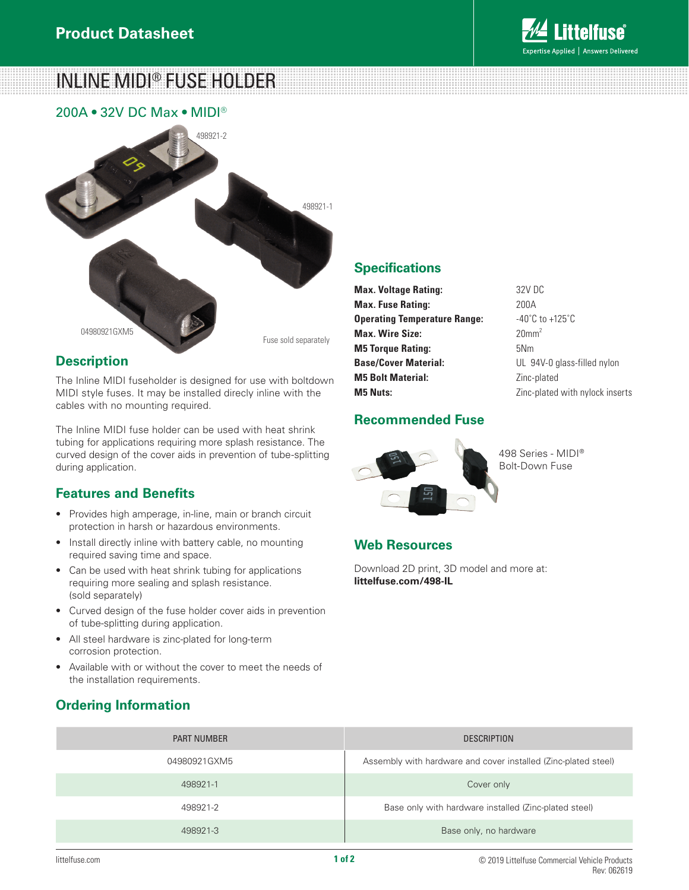Product Datasheet

# INLINE MIDI® FUSE HOLDER

## 200A • 32V DC Max • MIDI®

498921-2

498921-1

04980921GXM5

Fuse sold separately

## Description

The Inline MIDI fuseholder is designed for use with boltdown MIDI style fuses. It may be installed direcly inline with the cables with no mounting required.

The Inline MIDI fuse holder can be used with heat shrink tubing for applications requiring more splash resistance. The curved design of the cover aids in prevention of tube-splitting during application.

## Features and Benefits

- Provides high amperage, in-line, main or branch circuit protection in harsh or hazardous environments.
- Install directly inline with battery cable, no mounting required saving time and space.
- Can be used with heat shrink tubing for applications requiring more sealing and splash resistance. (sold separately)
- Curved design of the fuse holder cover aids in prevention of tube-splitting during application.
- All steel hardware is zinc-plated for long-term corrosion protection.
- Available with or without the cover to meet the needs of the installation requirements.

## Specifications

| | |
|---|---|
| **Max. Voltage Rating:** | 32V DC |
| **Max. Fuse Rating:** | 200A |
| **Operating Temperature Range:** | -40˚C to +125˚C |
| **Max. Wire Size:** | 20mm$^2$ |
| **M5 Torque Rating:** | 5Nm |
| **Base/Cover Material:** | UL 94V-0 glass-filled nylon |
| **M5 Bolt Material:** | Zinc-plated |
| **M5 Nuts:** | Zinc-plated with nylock inserts |

## Recommended Fuse

498 Series - MIDI® Bolt-Down Fuse

## Web Resources

Download 2D print, 3D model and more at:
**littelfuse.com/498-IL**

## Ordering Information

| PART NUMBER | DESCRIPTION |
|---|---|
| 04980921GXM5 | Assembly with hardware and cover installed (Zinc-plated steel) |
| 498921-1 | Cover only |
| 498921-2 | Base only with hardware installed (Zinc-plated steel) |
| 498921-3 | Base only, no hardware |

© 2019 Littelfuse Commercial Vehicle Products
Rev: 062619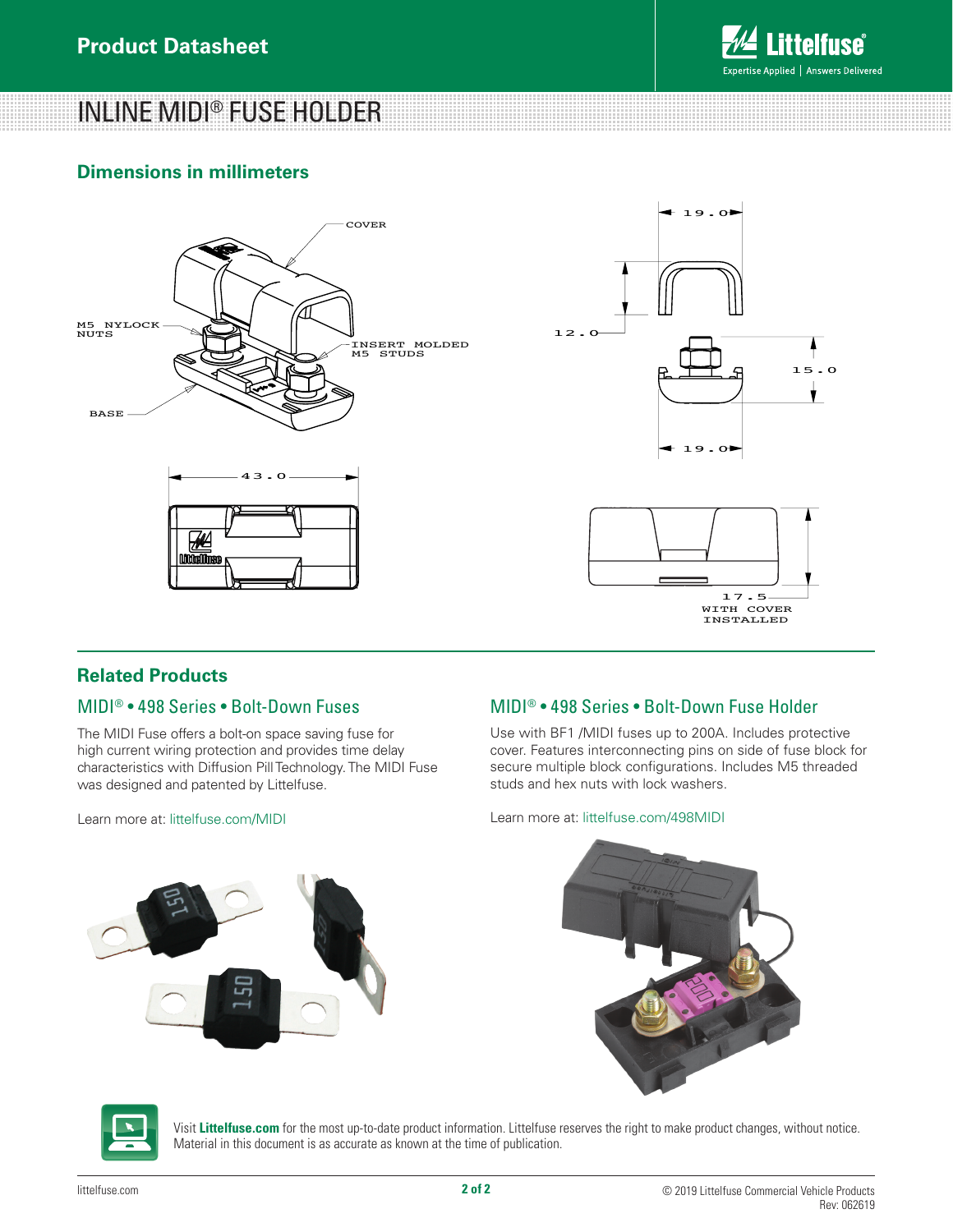# INLINE MIDI® FUSE HOLDER

## Dimensions in millimeters

COVER

M5 NYLOCK NUTS

INSERT MOLDED M5 STUDS

BASE

19.0

12.0

15.0

19.0

43.0

17.5 WITH COVER INSTALLED

## Related Products

### MIDI® • 498 Series • Bolt-Down Fuses

The MIDI Fuse offers a bolt-on space saving fuse for high current wiring protection and provides time delay characteristics with Diffusion Pill Technology. The MIDI Fuse was designed and patented by Littelfuse.

Learn more at: littelfuse.com/MIDI

### MIDI® • 498 Series • Bolt-Down Fuse Holder

Use with BF1 /MIDI fuses up to 200A. Includes protective cover. Features interconnecting pins on side of fuse block for secure multiple block configurations. Includes M5 threaded studs and hex nuts with lock washers.

Learn more at: littelfuse.com/498MIDI

Visit **Littelfuse.com** for the most up-to-date product information. Littelfuse reserves the right to make product changes, without notice. Material in this document is as accurate as known at the time of publication.

littelfuse.com

© 2019 Littelfuse Commercial Vehicle Products
Rev: 062619